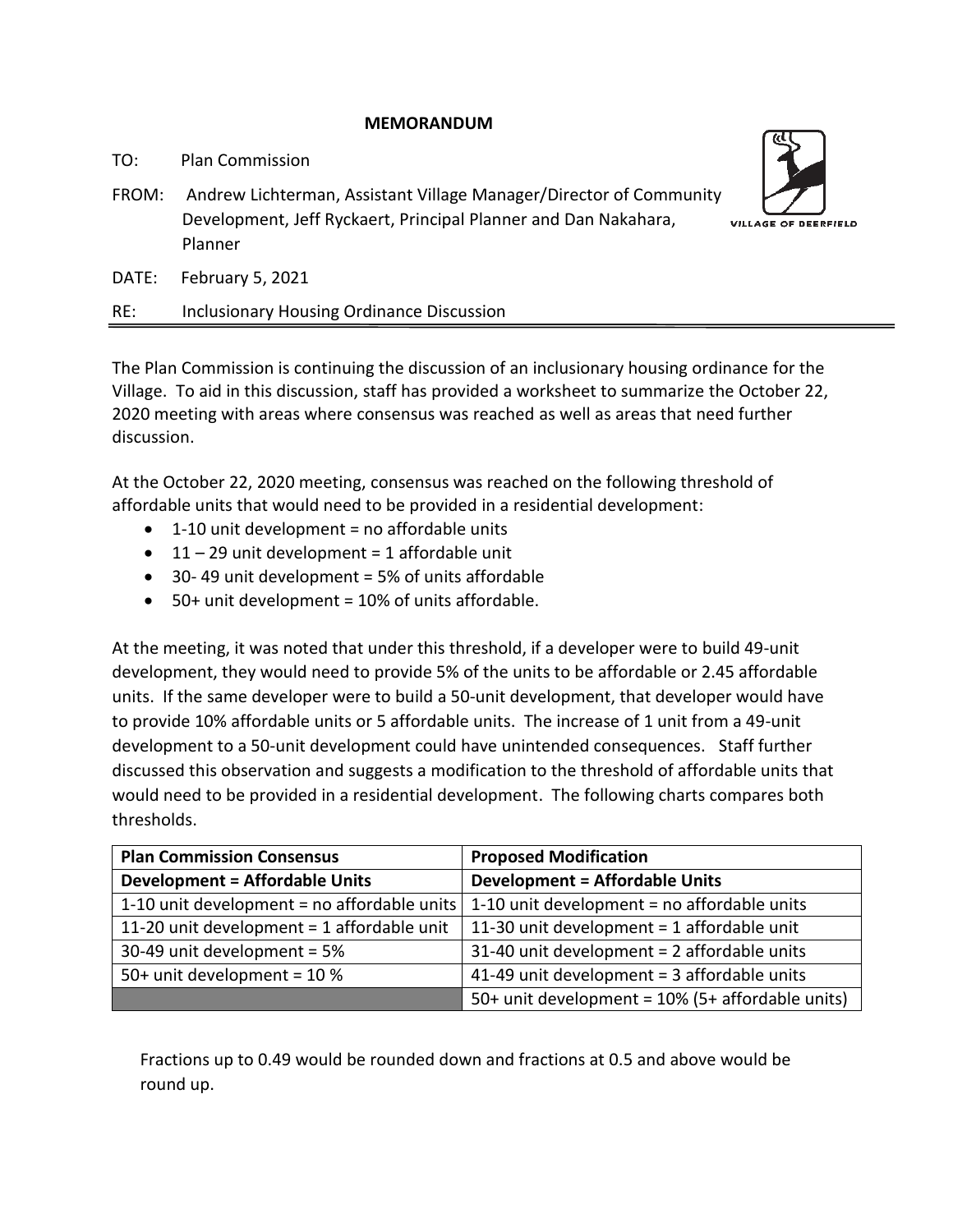**MEMORANDUM**

TO: Plan Commission

FROM: Andrew Lichterman, Assistant Village Manager/Director of Community Development, Jeff Ryckaert, Principal Planner and Dan Nakahara, Planner

DATE: February 5, 2021

RE: Inclusionary Housing Ordinance Discussion

The Plan Commission is continuing the discussion of an inclusionary housing ordinance for the Village. To aid in this discussion, staff has provided a worksheet to summarize the October 22, 2020 meeting with areas where consensus was reached as well as areas that need further discussion.

At the October 22, 2020 meeting, consensus was reached on the following threshold of affordable units that would need to be provided in a residential development:

- 1-10 unit development = no affordable units
- 11 – 29 unit development = 1 affordable unit
- 30- 49 unit development = 5% of units affordable
- 50+ unit development = 10% of units affordable.

At the meeting, it was noted that under this threshold, if a developer were to build 49-unit development, they would need to provide 5% of the units to be affordable or 2.45 affordable units. If the same developer were to build a 50-unit development, that developer would have to provide 10% affordable units or 5 affordable units. The increase of 1 unit from a 49-unit development to a 50-unit development could have unintended consequences. Staff further discussed this observation and suggests a modification to the threshold of affordable units that would need to be provided in a residential development. The following charts compares both thresholds.

| Plan Commission Consensus | Proposed Modification |
|---|---|
| **Development = Affordable Units** | **Development = Affordable Units** |
| 1-10 unit development = no affordable units | 1-10 unit development = no affordable units |
| 11-20 unit development = 1 affordable unit | 11-30 unit development = 1 affordable unit |
| 30-49 unit development = 5% | 31-40 unit development = 2 affordable units |
| 50+ unit development = 10 % | 41-49 unit development = 3 affordable units |
| | 50+ unit development = 10% (5+ affordable units) |

Fractions up to 0.49 would be rounded down and fractions at 0.5 and above would be round up.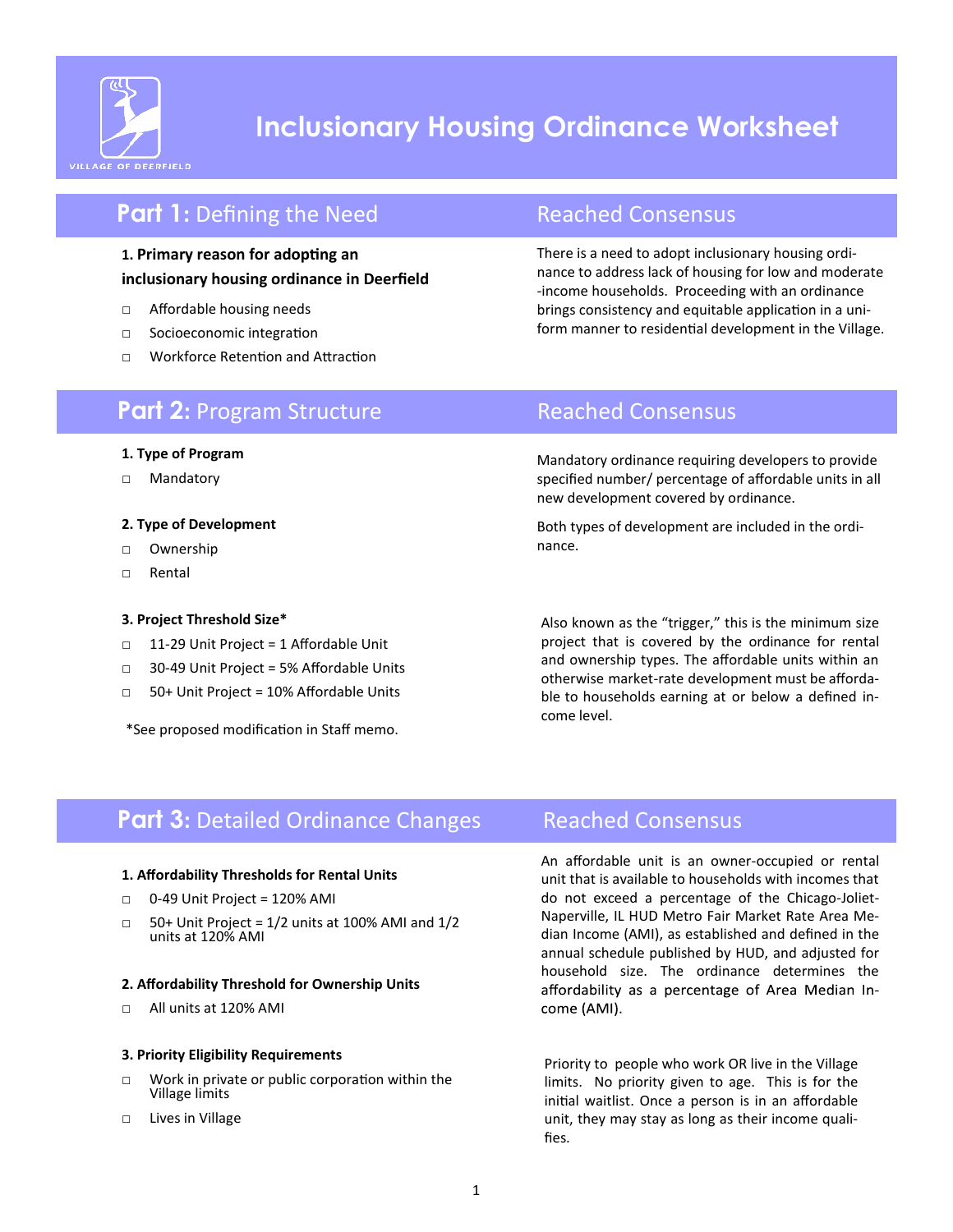# Inclusionary Housing Ordinance Worksheet

VILLAGE OF DEERFIELD

## Part 1: Defining the Need

**Reached Consensus**

**1. Primary reason for adopting an inclusionary housing ordinance in Deerfield**

- □ Affordable housing needs
- □ Socioeconomic integration
- □ Workforce Retention and Attraction

There is a need to adopt inclusionary housing ordinance to address lack of housing for low and moderate-income households. Proceeding with an ordinance brings consistency and equitable application in a uniform manner to residential development in the Village.

## Part 2: Program Structure

**Reached Consensus**

**1. Type of Program**

- □ Mandatory

Mandatory ordinance requiring developers to provide specified number/ percentage of affordable units in all new development covered by ordinance.

**2. Type of Development**

- □ Ownership
- □ Rental

Both types of development are included in the ordinance.

**3. Project Threshold Size***

- □ 11-29 Unit Project = 1 Affordable Unit
- □ 30-49 Unit Project = 5% Affordable Units
- □ 50+ Unit Project = 10% Affordable Units

*See proposed modification in Staff memo.

Also known as the "trigger," this is the minimum size project that is covered by the ordinance for rental and ownership types. The affordable units within an otherwise market-rate development must be affordable to households earning at or below a defined income level.

## Part 3: Detailed Ordinance Changes

**Reached Consensus**

**1. Affordability Thresholds for Rental Units**

- □ 0-49 Unit Project = 120% AMI
- □ 50+ Unit Project = 1/2 units at 100% AMI and 1/2 units at 120% AMI

**2. Affordability Threshold for Ownership Units**

- □ All units at 120% AMI

An affordable unit is an owner-occupied or rental unit that is available to households with incomes that do not exceed a percentage of the Chicago-Joliet-Naperville, IL HUD Metro Fair Market Rate Area Median Income (AMI), as established and defined in the annual schedule published by HUD, and adjusted for household size. The ordinance determines the affordability as a percentage of Area Median Income (AMI).

**3. Priority Eligibility Requirements**

- □ Work in private or public corporation within the Village limits
- □ Lives in Village

Priority to people who work OR live in the Village limits. No priority given to age. This is for the initial waitlist. Once a person is in an affordable unit, they may stay as long as their income qualifies.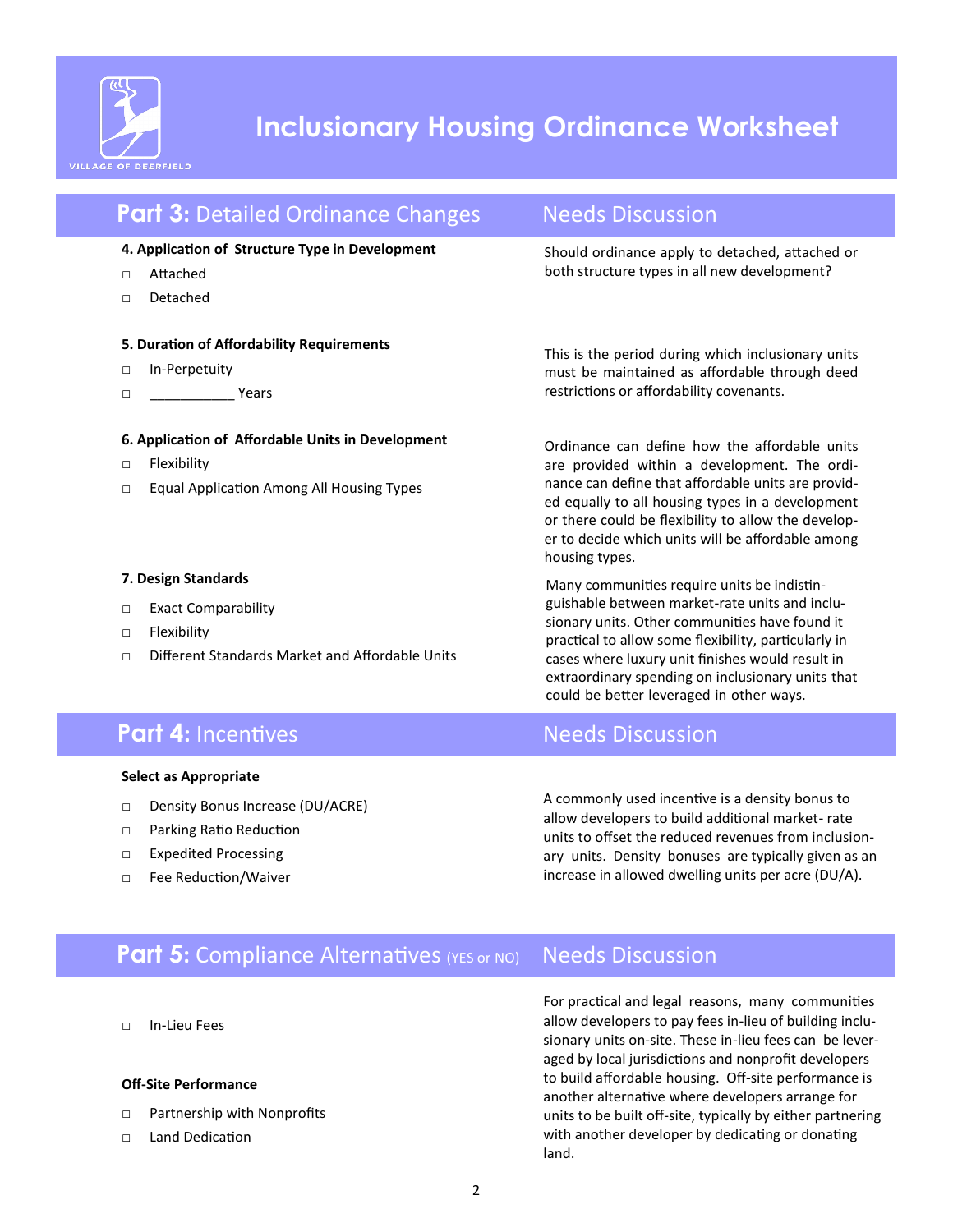# Inclusionary Housing Ordinance Worksheet

VILLAGE OF DEERFIELD

## Part 3: Detailed Ordinance Changes — Needs Discussion

**4. Application of Structure Type in Development**

- □ Attached
- □ Detached

Should ordinance apply to detached, attached or both structure types in all new development?

**5. Duration of Affordability Requirements**

- □ In-Perpetuity
- □ ___________ Years

This is the period during which inclusionary units must be maintained as affordable through deed restrictions or affordability covenants.

**6. Application of Affordable Units in Development**

- □ Flexibility
- □ Equal Application Among All Housing Types

Ordinance can define how the affordable units are provided within a development. The ordinance can define that affordable units are provided equally to all housing types in a development or there could be flexibility to allow the developer to decide which units will be affordable among housing types.

**7. Design Standards**

- □ Exact Comparability
- □ Flexibility
- □ Different Standards Market and Affordable Units

Many communities require units be indistinguishable between market-rate units and inclusionary units. Other communities have found it practical to allow some flexibility, particularly in cases where luxury unit finishes would result in extraordinary spending on inclusionary units that could be better leveraged in other ways.

## Part 4: Incentives — Needs Discussion

**Select as Appropriate**

- □ Density Bonus Increase (DU/ACRE)
- □ Parking Ratio Reduction
- □ Expedited Processing
- □ Fee Reduction/Waiver

A commonly used incentive is a density bonus to allow developers to build additional market- rate units to offset the reduced revenues from inclusionary units. Density bonuses are typically given as an increase in allowed dwelling units per acre (DU/A).

## Part 5: Compliance Alternatives (YES or NO) — Needs Discussion

- □ In-Lieu Fees

**Off-Site Performance**

- □ Partnership with Nonprofits
- □ Land Dedication

For practical and legal reasons, many communities allow developers to pay fees in-lieu of building inclusionary units on-site. These in-lieu fees can be leveraged by local jurisdictions and nonprofit developers to build affordable housing. Off-site performance is another alternative where developers arrange for units to be built off-site, typically by either partnering with another developer by dedicating or donating land.